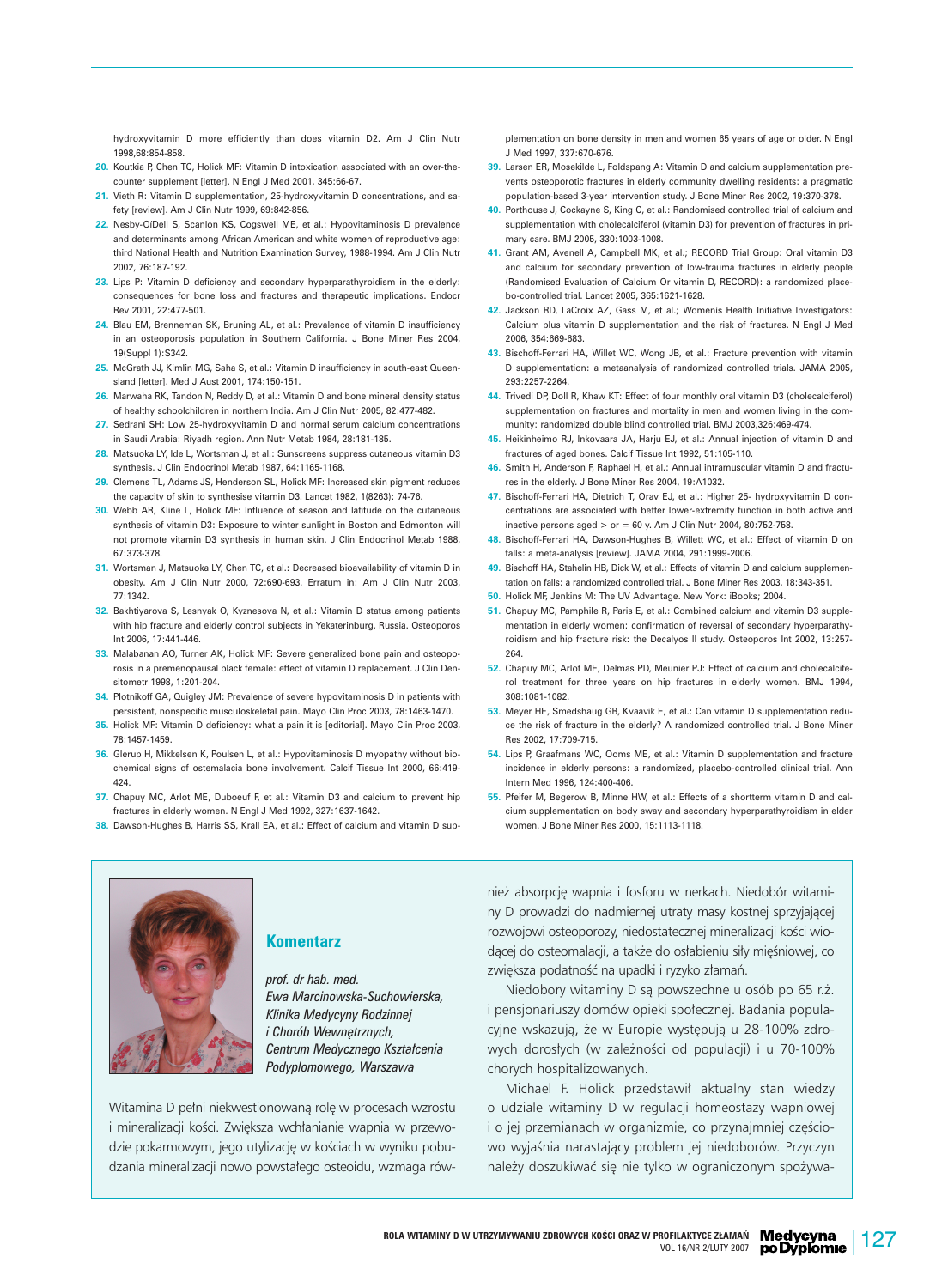hydroxyvitamin D more efficiently than does vitamin D2. Am J Clin Nutr 1998,68:854-858.

20. Koutkia P, Chen TC, Holick MF: Vitamin D intoxication associated with an over-the-counter supplement [letter]. N Engl J Med 2001, 345:66-67.
21. Vieth R: Vitamin D supplementation, 25-hydroxyvitamin D concentrations, and safety [review]. Am J Clin Nutr 1999, 69:842-856.
22. Nesby-OíDell S, Scanlon KS, Cogswell ME, et al.: Hypovitaminosis D prevalence and determinants among African American and white women of reproductive age: third National Health and Nutrition Examination Survey, 1988-1994. Am J Clin Nutr 2002, 76:187-192.
23. Lips P: Vitamin D deficiency and secondary hyperparathyroidism in the elderly: consequences for bone loss and fractures and therapeutic implications. Endocr Rev 2001, 22:477-501.
24. Blau EM, Brenneman SK, Bruning AL, et al.: Prevalence of vitamin D insufficiency in an osteoporosis population in Southern California. J Bone Miner Res 2004, 19(Suppl 1):S342.
25. McGrath JJ, Kimlin MG, Saha S, et al.: Vitamin D insufficiency in south-east Queensland [letter]. Med J Aust 2001, 174:150-151.
26. Marwaha RK, Tandon N, Reddy D, et al.: Vitamin D and bone mineral density status of healthy schoolchildren in northern India. Am J Clin Nutr 2005, 82:477-482.
27. Sedrani SH: Low 25-hydroxyvitamin D and normal serum calcium concentrations in Saudi Arabia: Riyadh region. Ann Nutr Metab 1984, 28:181-185.
28. Matsuoka LY, Ide L, Wortsman J, et al.: Sunscreens suppress cutaneous vitamin D3 synthesis. J Clin Endocrinol Metab 1987, 64:1165-1168.
29. Clemens TL, Adams JS, Henderson SL, Holick MF: Increased skin pigment reduces the capacity of skin to synthesise vitamin D3. Lancet 1982, 1(8263): 74-76.
30. Webb AR, Kline L, Holick MF: Influence of season and latitude on the cutaneous synthesis of vitamin D3: Exposure to winter sunlight in Boston and Edmonton will not promote vitamin D3 synthesis in human skin. J Clin Endocrinol Metab 1988, 67:373-378.
31. Wortsman J, Matsuoka LY, Chen TC, et al.: Decreased bioavailability of vitamin D in obesity. Am J Clin Nutr 2000, 72:690-693. Erratum in: Am J Clin Nutr 2003, 77:1342.
32. Bakhtiyarova S, Lesnyak O, Kyznesova N, et al.: Vitamin D status among patients with hip fracture and elderly control subjects in Yekaterinburg, Russia. Osteoporos Int 2006, 17:441-446.
33. Malabanan AO, Turner AK, Holick MF: Severe generalized bone pain and osteoporosis in a premenopausal black female: effect of vitamin D replacement. J Clin Densitometr 1998, 1:201-204.
34. Plotnikoff GA, Quigley JM: Prevalence of severe hypovitaminosis D in patients with persistent, nonspecific musculoskeletal pain. Mayo Clin Proc 2003, 78:1463-1470.
35. Holick MF: Vitamin D deficiency: what a pain it is [editorial]. Mayo Clin Proc 2003, 78:1457-1459.
36. Glerup H, Mikkelsen K, Poulsen L, et al.: Hypovitaminosis D myopathy without biochemical signs of ostemalacia bone involvement. Calcif Tissue Int 2000, 66:419-424.
37. Chapuy MC, Arlot ME, Duboeuf F, et al.: Vitamin D3 and calcium to prevent hip fractures in elderly women. N Engl J Med 1992, 327:1637-1642.
38. Dawson-Hughes B, Harris SS, Krall EA, et al.: Effect of calcium and vitamin D supplementation on bone density in men and women 65 years of age or older. N Engl J Med 1997, 337:670-676.
39. Larsen ER, Mosekilde L, Foldspang A: Vitamin D and calcium supplementation prevents osteoporotic fractures in elderly community dwelling residents: a pragmatic population-based 3-year intervention study. J Bone Miner Res 2004, 19:370-378.
40. Porthouse J, Cockayne S, King C, et al.: Randomised controlled trial of calcium and supplementation with cholecalciferol (vitamin D3) for prevention of fractures in primary care. BMJ 2005, 330:1003-1008.
41. Grant AM, Avenell A, Campbell MK, et al.; RECORD Trial Group: Oral vitamin D3 and calcium for secondary prevention of low-trauma fractures in elderly people (Randomised Evaluation of Calcium Or vitamin D, RECORD): a randomized placebo-controlled trial. Lancet 2005, 365:1621-1628.
42. Jackson RD, LaCroix AZ, Gass M, et al.; Womenís Health Initiative Investigators: Calcium plus vitamin D supplementation and the risk of fractures. N Engl J Med 2006, 354:669-683.
43. Bischoff-Ferrari HA, Willet WC, Wong JB, et al.: Fracture prevention with vitamin D supplementation: a metaanalysis of randomized controlled trials. JAMA 2005, 293:2257-2264.
44. Trivedi DP, Doll R, Khaw KT: Effect of four monthly oral vitamin D3 (cholecalciferol) supplementation on fractures and mortality in men and women living in the community: randomized double blind controlled trial. BMJ 2003,326:469-474.
45. Heikinheimo RJ, Inkovaara JA, Harju EJ, et al.: Annual injection of vitamin D and fractures of aged bones. Calcif Tissue Int 1992, 51:105-110.
46. Smith H, Anderson F, Raphael H, et al.: Annual intramuscular vitamin D and fractures in the elderly. J Bone Miner Res 2004, 19:A1032.
47. Bischoff-Ferrari HA, Dietrich T, Orav EJ, et al.: Higher 25- hydroxyvitamin D concentrations are associated with better lower-extremity function in both active and inactive persons aged > or = 60 y. Am J Clin Nutr 2004, 80:752-758.
48. Bischoff-Ferrari HA, Dawson-Hughes B, Willett WC, et al.: Effect of vitamin D on falls: a meta-analysis [review]. JAMA 2004, 291:1999-2006.
49. Bischoff HA, Stahelin HB, Dick W, et al.: Effects of vitamin D and calcium supplementation on falls: a randomized controlled trial. J Bone Miner Res 2003, 18:343-351.
50. Holick MF, Jenkins M: The UV Advantage. New York: iBooks; 2004.
51. Chapuy MC, Pamphile R, Paris E, et al.: Combined calcium and vitamin D3 supplementation in elderly women: confirmation of reversal of secondary hyperparathyroidism and hip fracture risk: the Decalyos II study. Osteoporos Int 2002, 13:257-264.
52. Chapuy MC, Arlot ME, Delmas PD, Meunier PJ: Effect of calcium and cholecalciferol treatment for three years on hip fractures in elderly women. BMJ 1994, 308:1081-1082.
53. Meyer HE, Smedshaug GB, Kvaavik E, et al.: Can vitamin D supplementation reduce the risk of fracture in the elderly? A randomized controlled trial. J Bone Miner Res 2002, 17:709-715.
54. Lips P, Graafmans WC, Ooms ME, et al.: Vitamin D supplementation and fracture incidence in elderly persons: a randomized, placebo-controlled clinical trial. Ann Intern Med 1996, 124:400-406.
55. Pfeifer M, Begerow B, Minne HW, et al.: Effects of a shortterm vitamin D and calcium supplementation on body sway and secondary hyperparathyroidism in elder women. J Bone Miner Res 2000, 15:1113-1118.

## Komentarz

*prof. dr hab. med.*
*Ewa Marcinowska-Suchowierska,*
*Klinika Medycyny Rodzinnej i Chorób Wewnętrznych,*
*Centrum Medycznego Kształcenia Podyplomowego, Warszawa*

Witamina D pełni niekwestionowaną rolę w procesach wzrostu i mineralizacji kości. Zwiększa wchłanianie wapnia w przewodzie pokarmowym, jego utylizację w kościach w wyniku pobudzania mineralizacji nowo powstałego osteoidu, wzmaga również absorpcję wapnia i fosforu w nerkach. Niedobór witaminy D prowadzi do nadmiernej utraty masy kostnej sprzyjającej rozwojowi osteoporozy, niedostatecznej mineralizacji kości wiodącej do osteomalacji, a także do osłabieniu siły mięśniowej, co zwiększa podatność na upadki i ryzyko złamań.

Niedobory witaminy D są powszechne u osób po 65 r.ż. i pensjonariuszy domów opieki społecznej. Badania populacyjne wskazują, że w Europie występują u 28-100% zdrowych dorosłych (w zależności od populacji) i u 70-100% chorych hospitalizowanych.

Michael F. Holick przedstawił aktualny stan wiedzy o udziale witaminy D w regulacji homeostazy wapniowej i o jej przemianach w organizmie, co przynajmniej częściowo wyjaśnia narastający problem jej niedoborów. Przyczyn należy doszukiwać się nie tylko w ograniczonym spożywa-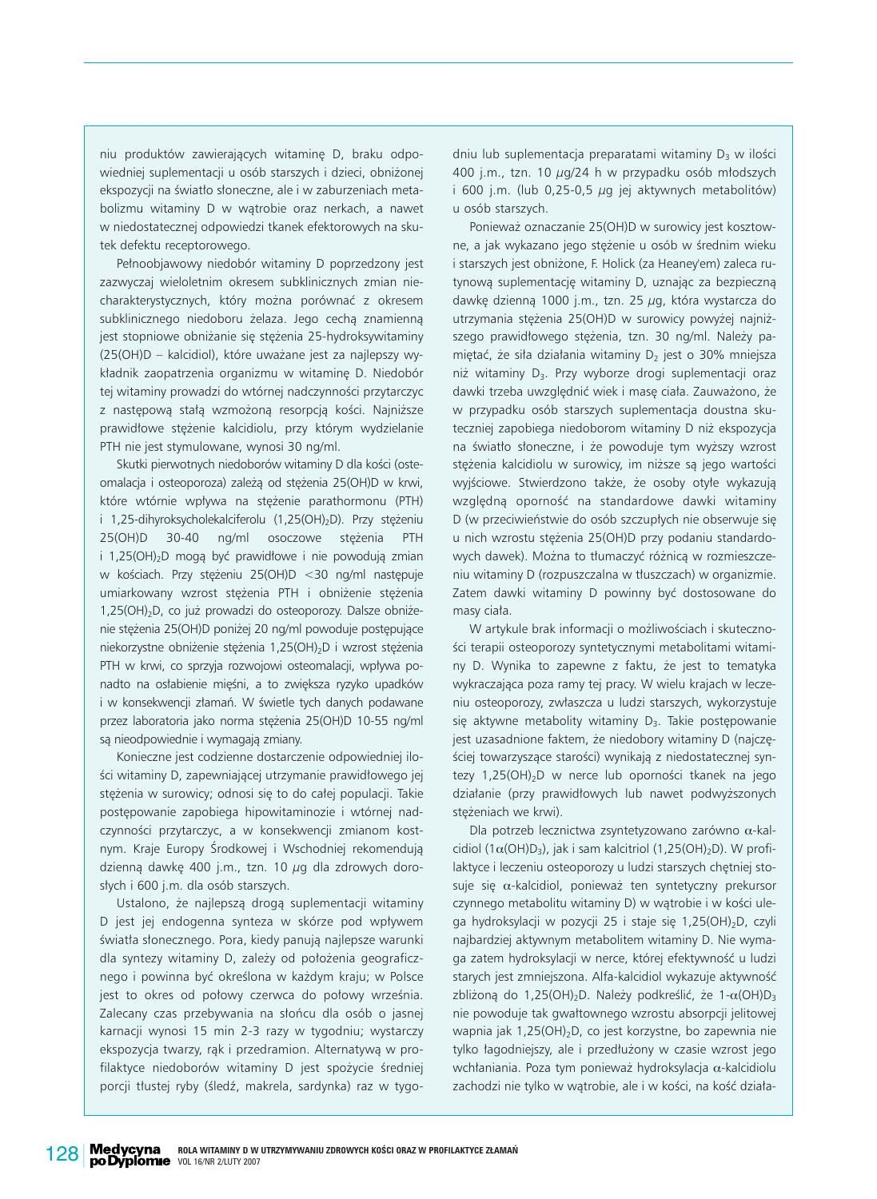niu produktów zawierających witaminę D, braku odpowiedniej suplementacji u osób starszych i dzieci, obniżonej ekspozycji na światło słoneczne, ale i w zaburzeniach metabolizmu witaminy D w wątrobie oraz nerkach, a nawet w niedostatecznej odpowiedzi tkanek efektorowych na skutek defektu receptorowego.

Pełnoobjawowy niedobór witaminy D poprzedzony jest zazwyczaj wieloletnim okresem subklinicznych zmian niecharakterystycznych, który można porównać z okresem subklinicznego niedoboru żelaza. Jego cechą znamienną jest stopniowe obniżanie się stężenia 25-hydroksywitaminy (25(OH)D – kalcidiol), które uważane jest za najlepszy wykładnik zaopatrzenia organizmu w witaminę D. Niedobór tej witaminy prowadzi do wtórnej nadczynności przytarczyc z następową stałą wzmożoną resorpcją kości. Najniższe prawidłowe stężenie kalcidiolu, przy którym wydzielanie PTH nie jest stymulowane, wynosi 30 ng/ml.

Skutki pierwotnych niedoborów witaminy D dla kości (osteomalacja i osteoporoza) zależą od stężenia 25(OH)D w krwi, które wtórnie wpływa na stężenie parathormonu (PTH) i 1,25-dihyroksycholekalciferolu ($1,25(OH)_2D$). Przy stężeniu 25(OH)D 30-40 ng/ml osoczowe stężenia PTH i $1,25(OH)_2D$ mogą być prawidłowe i nie powodują zmian w kościach. Przy stężeniu 25(OH)D <30 ng/ml następuje umiarkowany wzrost stężenia PTH i obniżenie stężenia $1,25(OH)_2D$, co już prowadzi do osteoporozy. Dalsze obniżenie stężenia 25(OH)D poniżej 20 ng/ml powoduje postępujące niekorzystne obniżenie stężenia $1,25(OH)_2D$ i wzrost stężenia PTH w krwi, co sprzyja rozwojowi osteomalacji, wpływa ponadto na osłabienie mięśni, a to zwiększa ryzyko upadków i w konsekwencji złamań. W świetle tych danych podawane przez laboratoria jako norma stężenia 25(OH)D 10-55 ng/ml są nieodpowiednie i wymagają zmiany.

Konieczne jest codzienne dostarczenie odpowiedniej ilości witaminy D, zapewniającej utrzymanie prawidłowego jej stężenia w surowicy; odnosi się to do całej populacji. Takie postępowanie zapobiega hipowitaminozie i wtórnej nadczynności przytarczyc, a w konsekwencji zmianom kostnym. Kraje Europy Środkowej i Wschodniej rekomendują dzienną dawkę 400 j.m., tzn. 10 $\mu$g dla zdrowych dorosłych i 600 j.m. dla osób starszych.

Ustalono, że najlepszą drogą suplementacji witaminy D jest jej endogenna synteza w skórze pod wpływem światła słonecznego. Pora, kiedy panują najlepsze warunki dla syntezy witaminy D, zależy od położenia geograficznego i powinna być określona w każdym kraju; w Polsce jest to okres od połowy czerwca do połowy września. Zalecany czas przebywania na słońcu dla osób o jasnej karnacji wynosi 15 min 2-3 razy w tygodniu; wystarczy ekspozycja twarzy, rąk i przedramion. Alternatywą w profilaktyce niedoborów witaminy D jest spożycie średniej porcji tłustej ryby (śledź, makrela, sardynka) raz w tygodniu lub suplementacja preparatami witaminy $D_3$ w ilości 400 j.m., tzn. 10 $\mu$g/24 h w przypadku osób młodszych i 600 j.m. (lub 0,25-0,5 $\mu$g jej aktywnych metabolitów) u osób starszych.

Ponieważ oznaczanie 25(OH)D w surowicy jest kosztowne, a jak wykazano jego stężenie u osób w średnim wieku i starszych jest obniżone, F. Holick (za Heaney'em) zaleca rutynową suplementację witaminy D, uznając za bezpieczną dawkę dzienną 1000 j.m., tzn. 25 $\mu$g, która wystarcza do utrzymania stężenia 25(OH)D w surowicy powyżej najniższego prawidłowego stężenia, tzn. 30 ng/ml. Należy pamiętać, że siła działania witaminy $D_2$ jest o 30% mniejsza niż witaminy $D_3$. Przy wyborze drogi suplementacji oraz dawki trzeba uwzględnić wiek i masę ciała. Zauważono, że w przypadku osób starszych suplementacja doustna skuteczniej zapobiega niedoborom witaminy D niż ekspozycja na światło słoneczne, i że powoduje tym wyższy wzrost stężenia kalcidiolu w surowicy, im niższe są jego wartości wyjściowe. Stwierdzono także, że osoby otyłe wykazują względną oporność na standardowe dawki witaminy D (w przeciwieństwie do osób szczupłych nie obserwuje się u nich wzrostu stężenia 25(OH)D przy podaniu standardowych dawek). Można to tłumaczyć różnicą w rozmieszczeniu witaminy D (rozpuszczalna w tłuszczach) w organizmie. Zatem dawki witaminy D powinny być dostosowane do masy ciała.

W artykule brak informacji o możliwościach i skuteczności terapii osteoporozy syntetycznymi metabolitami witaminy D. Wynika to zapewne z faktu, że jest to tematyka wykraczająca poza ramy tej pracy. W wielu krajach w leczeniu osteoporozy, zwłaszcza u ludzi starszych, wykorzystuje się aktywne metabolity witaminy $D_3$. Takie postępowanie jest uzasadnione faktem, że niedobory witaminy D (najczęściej towarzyszące starości) wynikają z niedostatecznej syntezy $1,25(OH)_2D$ w nerce lub oporności tkanek na jego działanie (przy prawidłowych lub nawet podwyższonych stężeniach we krwi).

Dla potrzeb lecznictwa zsyntetyzowano zarówno $\alpha$-kalcidiol ($1\alpha(OH)D_3$), jak i sam kalcitriol ($1,25(OH)_2D$). W profilaktyce i leczeniu osteoporozy u ludzi starszych chętniej stosuje się $\alpha$-kalcidiol, ponieważ ten syntetyczny prekursor czynnego metabolitu witaminy D) w wątrobie i w kości ulega hydroksylacji w pozycji 25 i staje się $1,25(OH)_2D$, czyli najbardziej aktywnym metabolitem witaminy D. Nie wymaga zatem hydroksylacji w nerce, której efektywność u ludzi starych jest zmniejszona. Alfa-kalcidiol wykazuje aktywność zbliżoną do $1,25(OH)_2D$. Należy podkreślić, że $1\text{-}\alpha(OH)D_3$ nie powoduje tak gwałtownego wzrostu absorpcji jelitowej wapnia jak $1,25(OH)_2D$, co jest korzystne, bo zapewnia nie tylko łagodniejszy, ale i przedłużony w czasie wzrost jego wchłaniania. Poza tym ponieważ hydroksylacja $\alpha$-kalcidiolu zachodzi nie tylko w wątrobie, ale i w kości, na kość działa-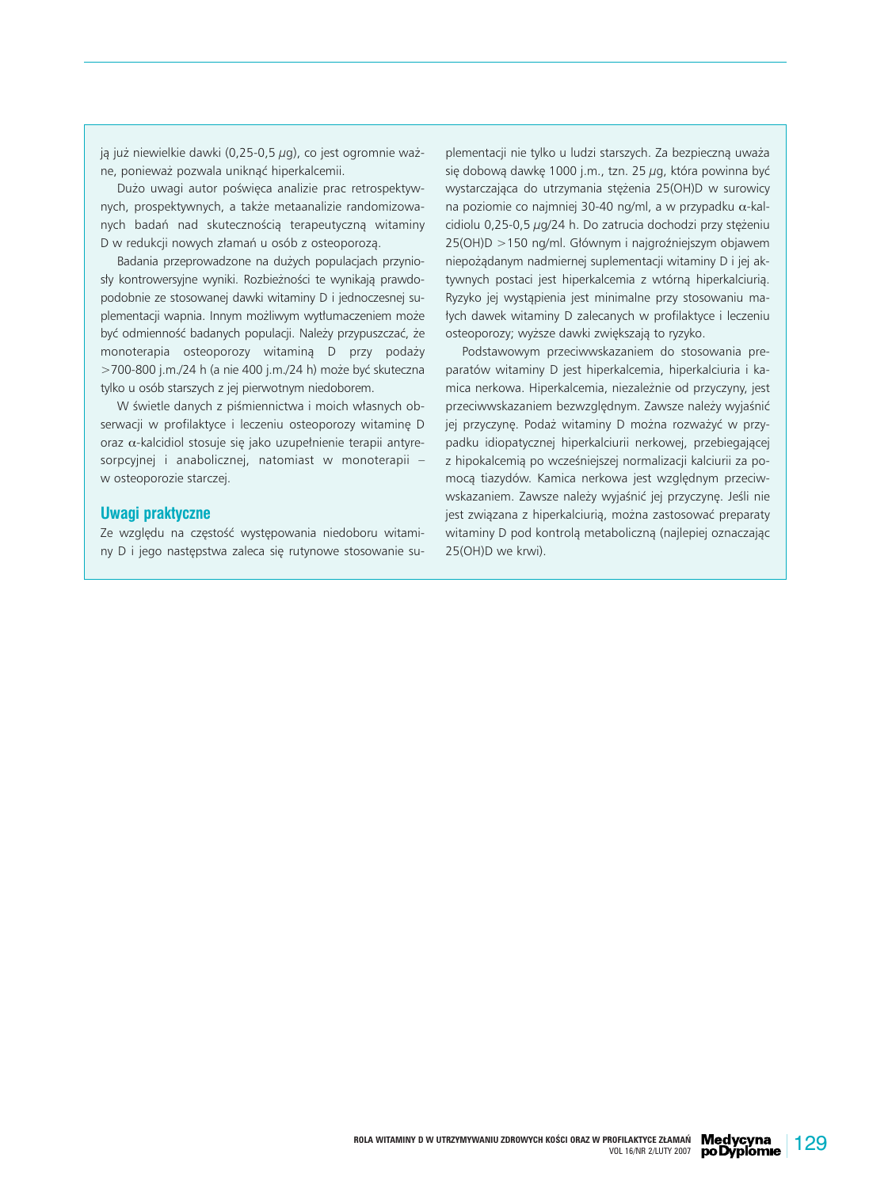ją już niewielkie dawki (0,25-0,5 μg), co jest ogromnie ważne, ponieważ pozwala uniknąć hiperkalcemii.

Dużo uwagi autor poświęca analizie prac retrospektywnych, prospektywnych, a także metaanalizie randomizowanych badań nad skutecznością terapeutyczną witaminy D w redukcji nowych złamań u osób z osteoporozą.

Badania przeprowadzone na dużych populacjach przyniosły kontrowersyjne wyniki. Rozbieżności te wynikają prawdopodobnie ze stosowanej dawki witaminy D i jednoczesnej suplementacji wapnia. Innym możliwym wytłumaczeniem może być odmienność badanych populacji. Należy przypuszczać, że monoterapia osteoporozy witaminą D przy podaży >700-800 j.m./24 h (a nie 400 j.m./24 h) może być skuteczna tylko u osób starszych z jej pierwotnym niedoborem.

W świetle danych z piśmiennictwa i moich własnych obserwacji w profilaktyce i leczeniu osteoporozy witaminę D oraz α-kalcidiol stosuje się jako uzupełnienie terapii antyresorpcyjnej i anabolicznej, natomiast w monoterapii – w osteoporozie starczej.

### Uwagi praktyczne

Ze względu na częstość występowania niedoboru witaminy D i jego następstwa zaleca się rutynowe stosowanie suplementacji nie tylko u ludzi starszych. Za bezpieczną uważa się dobową dawkę 1000 j.m., tzn. 25 μg, która powinna być wystarczająca do utrzymania stężenia 25(OH)D w surowicy na poziomie co najmniej 30-40 ng/ml, a w przypadku α-kalcidiolu 0,25-0,5 μg/24 h. Do zatrucia dochodzi przy stężeniu 25(OH)D >150 ng/ml. Głównym i najgroźniejszym objawem niepożądanym nadmiernej suplementacji witaminy D i jej aktywnych postaci jest hiperkalcemia z wtórną hiperkalciurią. Ryzyko jej wystąpienia jest minimalne przy stosowaniu małych dawek witaminy D zalecanych w profilaktyce i leczeniu osteoporozy; wyższe dawki zwiększają to ryzyko.

Podstawowym przeciwwskazaniem do stosowania preparatów witaminy D jest hiperkalcemia, hiperkalciuria i kamica nerkowa. Hiperkalcemia, niezależnie od przyczyny, jest przeciwwskazaniem bezwzględnym. Zawsze należy wyjaśnić jej przyczynę. Podaż witaminy D można rozważyć w przypadku idiopatycznej hiperkalciurii nerkowej, przebiegającej z hipokalcemią po wcześniejszej normalizacji kalciurii za pomocą tiazydów. Kamica nerkowa jest względnym przeciwwskazaniem. Zawsze należy wyjaśnić jej przyczynę. Jeśli nie jest związana z hiperkalciurią, można zastosować preparaty witaminy D pod kontrolą metaboliczną (najlepiej oznaczając 25(OH)D we krwi).